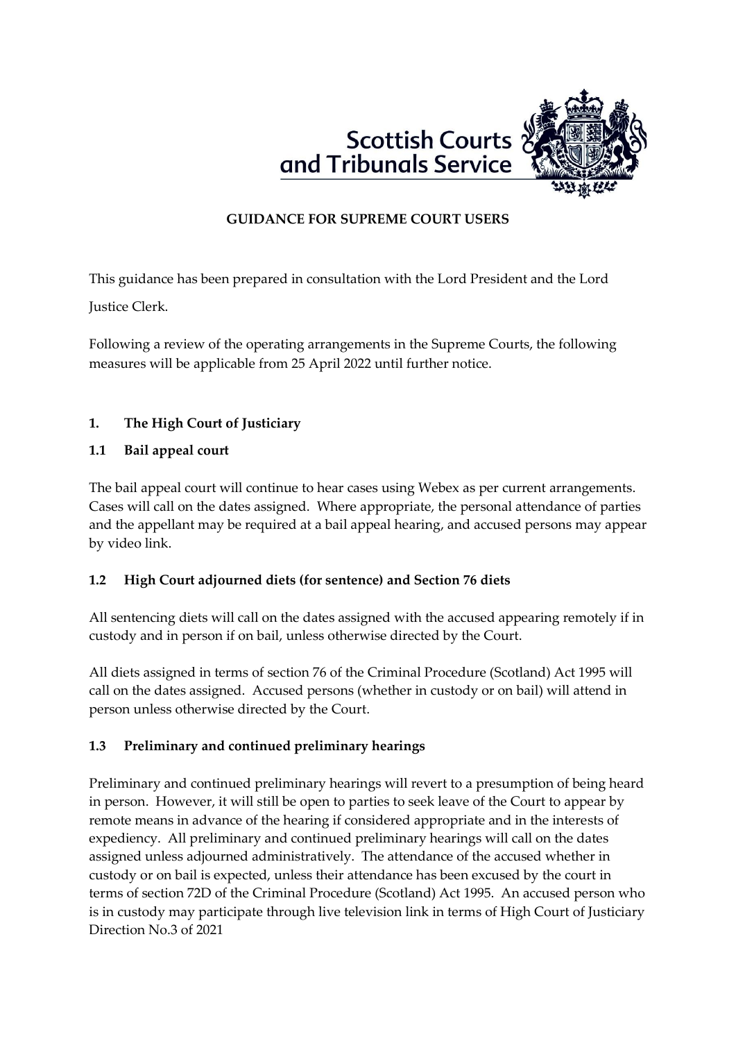Scottish Courts and Tribunals Service

**GUIDANCE FOR SUPREME COURT USERS**

This guidance has been prepared in consultation with the Lord President and the Lord Justice Clerk.

Following a review of the operating arrangements in the Supreme Courts, the following measures will be applicable from 25 April 2022 until further notice.

## 1. The High Court of Justiciary

### 1.1 Bail appeal court

The bail appeal court will continue to hear cases using Webex as per current arrangements. Cases will call on the dates assigned. Where appropriate, the personal attendance of parties and the appellant may be required at a bail appeal hearing, and accused persons may appear by video link.

### 1.2 High Court adjourned diets (for sentence) and Section 76 diets

All sentencing diets will call on the dates assigned with the accused appearing remotely if in custody and in person if on bail, unless otherwise directed by the Court.

All diets assigned in terms of section 76 of the Criminal Procedure (Scotland) Act 1995 will call on the dates assigned. Accused persons (whether in custody or on bail) will attend in person unless otherwise directed by the Court.

### 1.3 Preliminary and continued preliminary hearings

Preliminary and continued preliminary hearings will revert to a presumption of being heard in person. However, it will still be open to parties to seek leave of the Court to appear by remote means in advance of the hearing if considered appropriate and in the interests of expediency. All preliminary and continued preliminary hearings will call on the dates assigned unless adjourned administratively. The attendance of the accused whether in custody or on bail is expected, unless their attendance has been excused by the court in terms of section 72D of the Criminal Procedure (Scotland) Act 1995. An accused person who is in custody may participate through live television link in terms of High Court of Justiciary Direction No.3 of 2021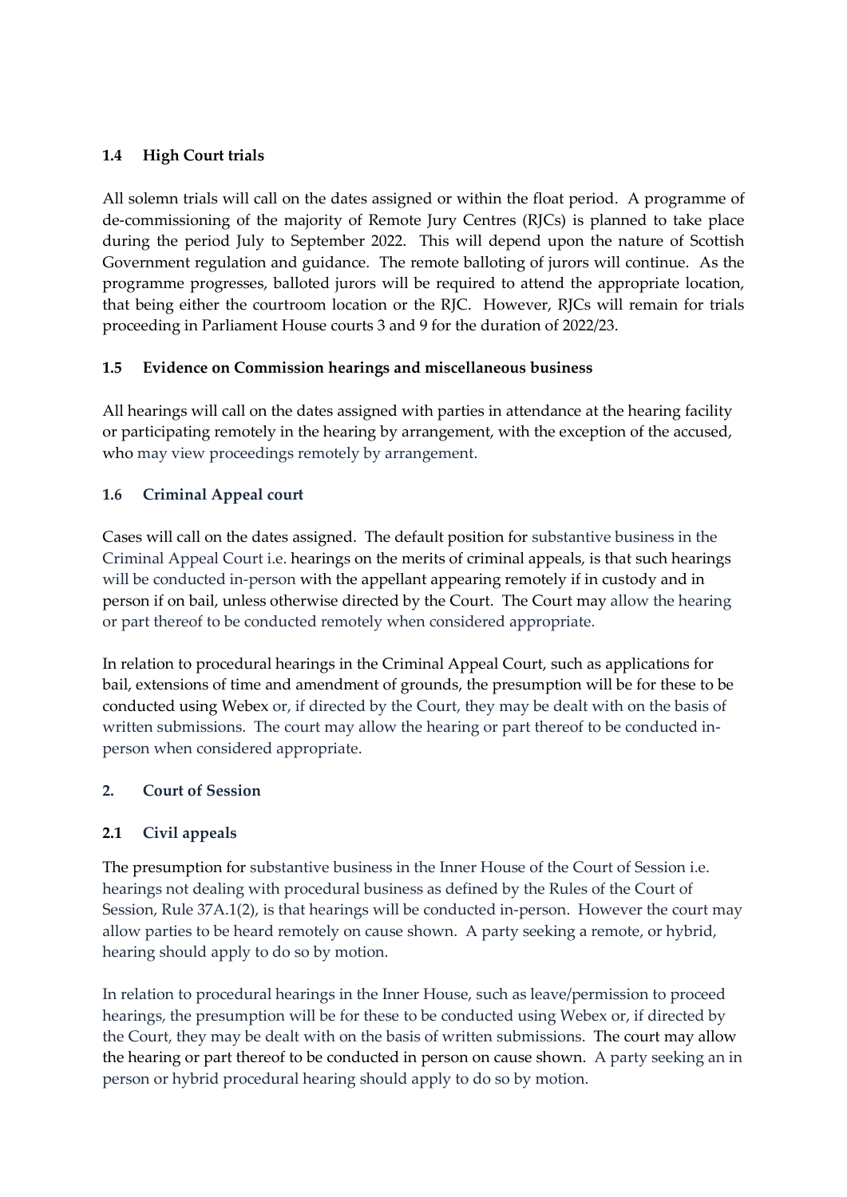### 1.4 High Court trials

All solemn trials will call on the dates assigned or within the float period. A programme of de-commissioning of the majority of Remote Jury Centres (RJCs) is planned to take place during the period July to September 2022. This will depend upon the nature of Scottish Government regulation and guidance. The remote balloting of jurors will continue. As the programme progresses, balloted jurors will be required to attend the appropriate location, that being either the courtroom location or the RJC. However, RJCs will remain for trials proceeding in Parliament House courts 3 and 9 for the duration of 2022/23.

### 1.5 Evidence on Commission hearings and miscellaneous business

All hearings will call on the dates assigned with parties in attendance at the hearing facility or participating remotely in the hearing by arrangement, with the exception of the accused, who may view proceedings remotely by arrangement.

### 1.6 Criminal Appeal court

Cases will call on the dates assigned. The default position for substantive business in the Criminal Appeal Court i.e. hearings on the merits of criminal appeals, is that such hearings will be conducted in-person with the appellant appearing remotely if in custody and in person if on bail, unless otherwise directed by the Court. The Court may allow the hearing or part thereof to be conducted remotely when considered appropriate.

In relation to procedural hearings in the Criminal Appeal Court, such as applications for bail, extensions of time and amendment of grounds, the presumption will be for these to be conducted using Webex or, if directed by the Court, they may be dealt with on the basis of written submissions. The court may allow the hearing or part thereof to be conducted in-person when considered appropriate.

## 2. Court of Session

### 2.1 Civil appeals

The presumption for substantive business in the Inner House of the Court of Session i.e. hearings not dealing with procedural business as defined by the Rules of the Court of Session, Rule 37A.1(2), is that hearings will be conducted in-person. However the court may allow parties to be heard remotely on cause shown. A party seeking a remote, or hybrid, hearing should apply to do so by motion.

In relation to procedural hearings in the Inner House, such as leave/permission to proceed hearings, the presumption will be for these to be conducted using Webex or, if directed by the Court, they may be dealt with on the basis of written submissions. The court may allow the hearing or part thereof to be conducted in person on cause shown. A party seeking an in person or hybrid procedural hearing should apply to do so by motion.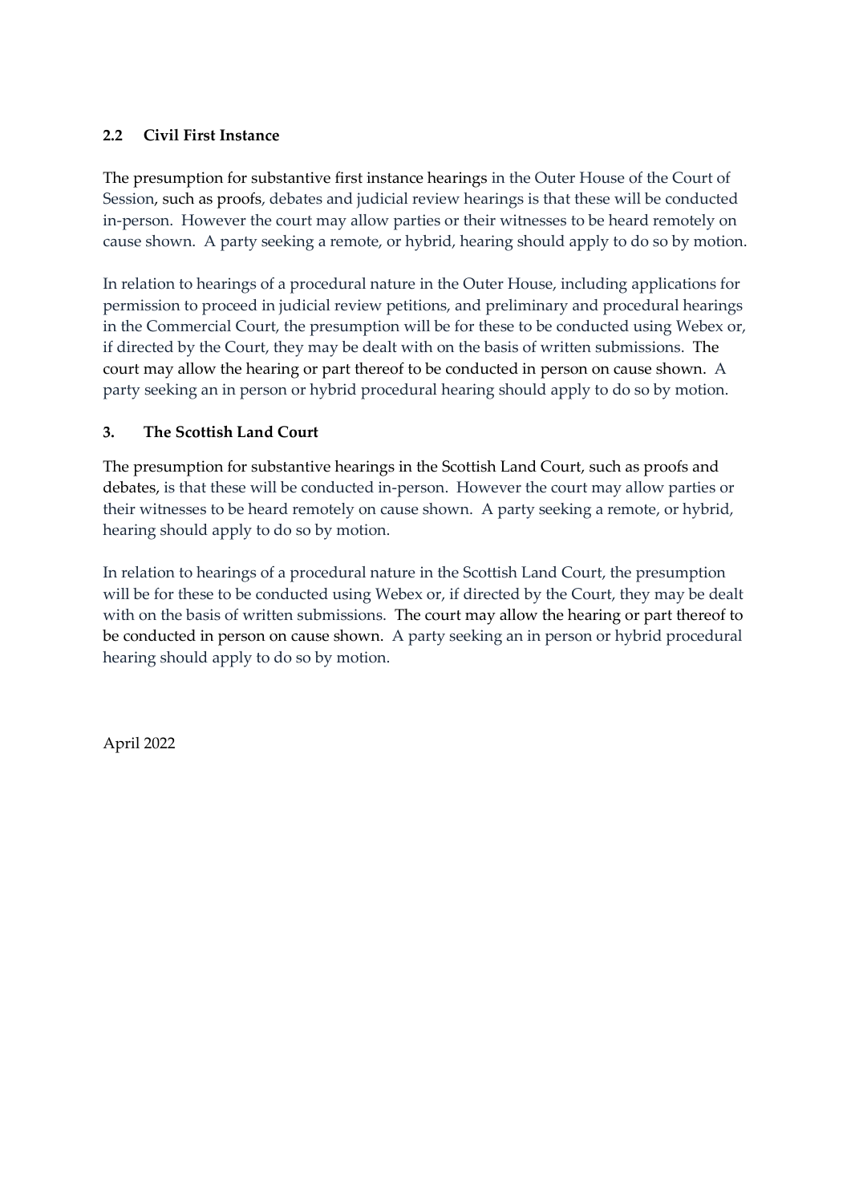### 2.2 Civil First Instance

The presumption for substantive first instance hearings in the Outer House of the Court of Session, such as proofs, debates and judicial review hearings is that these will be conducted in-person. However the court may allow parties or their witnesses to be heard remotely on cause shown. A party seeking a remote, or hybrid, hearing should apply to do so by motion.

In relation to hearings of a procedural nature in the Outer House, including applications for permission to proceed in judicial review petitions, and preliminary and procedural hearings in the Commercial Court, the presumption will be for these to be conducted using Webex or, if directed by the Court, they may be dealt with on the basis of written submissions. The court may allow the hearing or part thereof to be conducted in person on cause shown. A party seeking an in person or hybrid procedural hearing should apply to do so by motion.

### 3. The Scottish Land Court

The presumption for substantive hearings in the Scottish Land Court, such as proofs and debates, is that these will be conducted in-person. However the court may allow parties or their witnesses to be heard remotely on cause shown. A party seeking a remote, or hybrid, hearing should apply to do so by motion.

In relation to hearings of a procedural nature in the Scottish Land Court, the presumption will be for these to be conducted using Webex or, if directed by the Court, they may be dealt with on the basis of written submissions. The court may allow the hearing or part thereof to be conducted in person on cause shown. A party seeking an in person or hybrid procedural hearing should apply to do so by motion.

April 2022